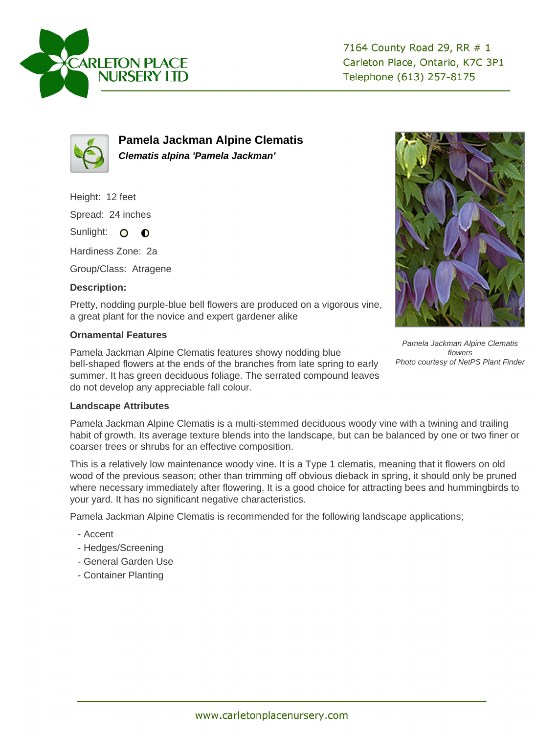CARLETON PLACE NURSERY LTD

7164 County Road 29, RR # 1
Carleton Place, Ontario, K7C 3P1
Telephone (613) 257-8175

# Pamela Jackman Alpine Clematis

***Clematis alpina 'Pamela Jackman'***

Height: 12 feet

Spread: 24 inches

Sunlight: ○ ◐

Hardiness Zone: 2a

Group/Class: Atragene

### Description:

Pretty, nodding purple-blue bell flowers are produced on a vigorous vine, a great plant for the novice and expert gardener alike

*Pamela Jackman Alpine Clematis flowers*
*Photo courtesy of NetPS Plant Finder*

### Ornamental Features

Pamela Jackman Alpine Clematis features showy nodding blue bell-shaped flowers at the ends of the branches from late spring to early summer. It has green deciduous foliage. The serrated compound leaves do not develop any appreciable fall colour.

### Landscape Attributes

Pamela Jackman Alpine Clematis is a multi-stemmed deciduous woody vine with a twining and trailing habit of growth. Its average texture blends into the landscape, but can be balanced by one or two finer or coarser trees or shrubs for an effective composition.

This is a relatively low maintenance woody vine. It is a Type 1 clematis, meaning that it flowers on old wood of the previous season; other than trimming off obvious dieback in spring, it should only be pruned where necessary immediately after flowering. It is a good choice for attracting bees and hummingbirds to your yard. It has no significant negative characteristics.

Pamela Jackman Alpine Clematis is recommended for the following landscape applications;

- Accent
- Hedges/Screening
- General Garden Use
- Container Planting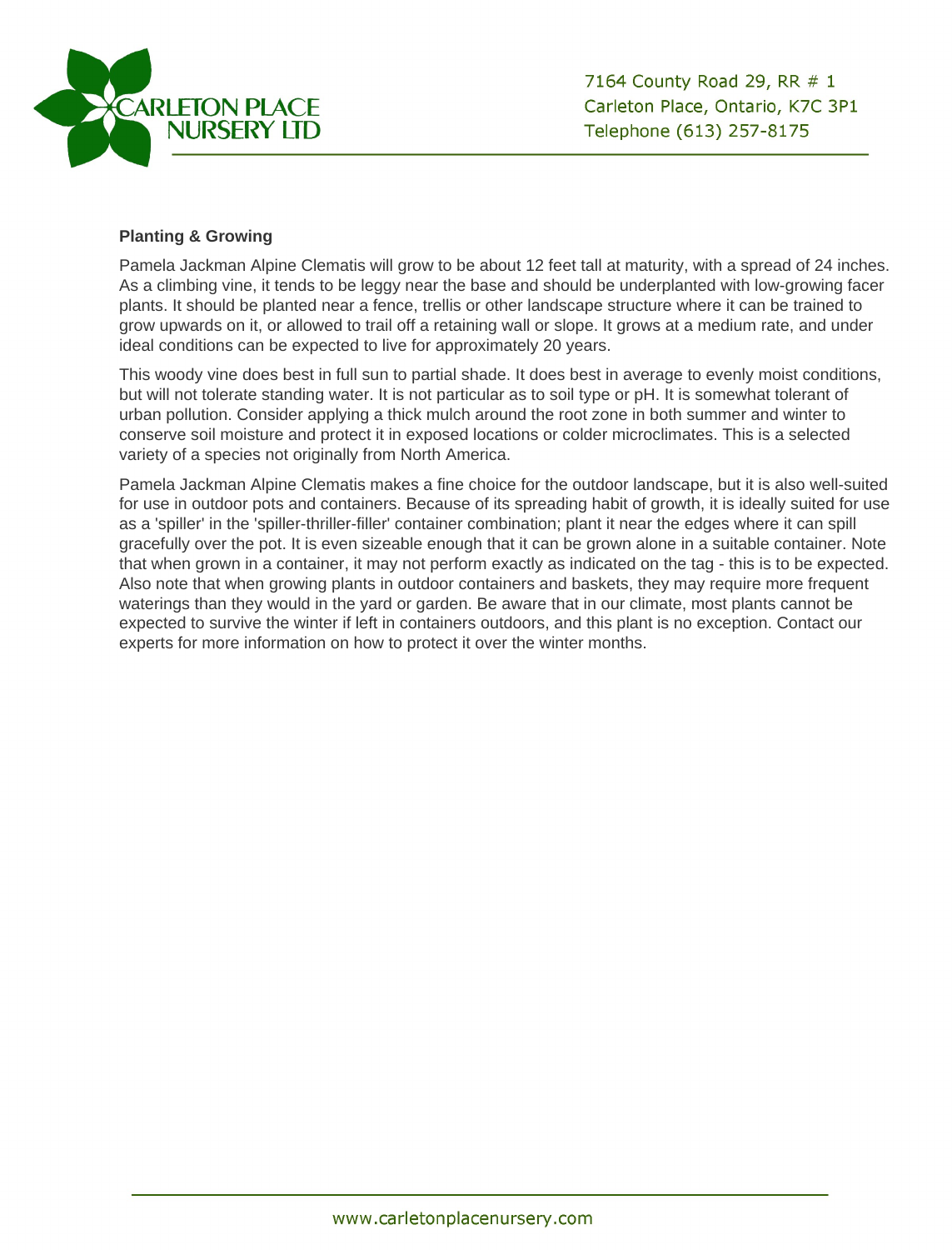## Planting & Growing

Pamela Jackman Alpine Clematis will grow to be about 12 feet tall at maturity, with a spread of 24 inches. As a climbing vine, it tends to be leggy near the base and should be underplanted with low-growing facer plants. It should be planted near a fence, trellis or other landscape structure where it can be trained to grow upwards on it, or allowed to trail off a retaining wall or slope. It grows at a medium rate, and under ideal conditions can be expected to live for approximately 20 years.

This woody vine does best in full sun to partial shade. It does best in average to evenly moist conditions, but will not tolerate standing water. It is not particular as to soil type or pH. It is somewhat tolerant of urban pollution. Consider applying a thick mulch around the root zone in both summer and winter to conserve soil moisture and protect it in exposed locations or colder microclimates. This is a selected variety of a species not originally from North America.

Pamela Jackman Alpine Clematis makes a fine choice for the outdoor landscape, but it is also well-suited for use in outdoor pots and containers. Because of its spreading habit of growth, it is ideally suited for use as a 'spiller' in the 'spiller-thriller-filler' container combination; plant it near the edges where it can spill gracefully over the pot. It is even sizeable enough that it can be grown alone in a suitable container. Note that when grown in a container, it may not perform exactly as indicated on the tag - this is to be expected. Also note that when growing plants in outdoor containers and baskets, they may require more frequent waterings than they would in the yard or garden. Be aware that in our climate, most plants cannot be expected to survive the winter if left in containers outdoors, and this plant is no exception. Contact our experts for more information on how to protect it over the winter months.